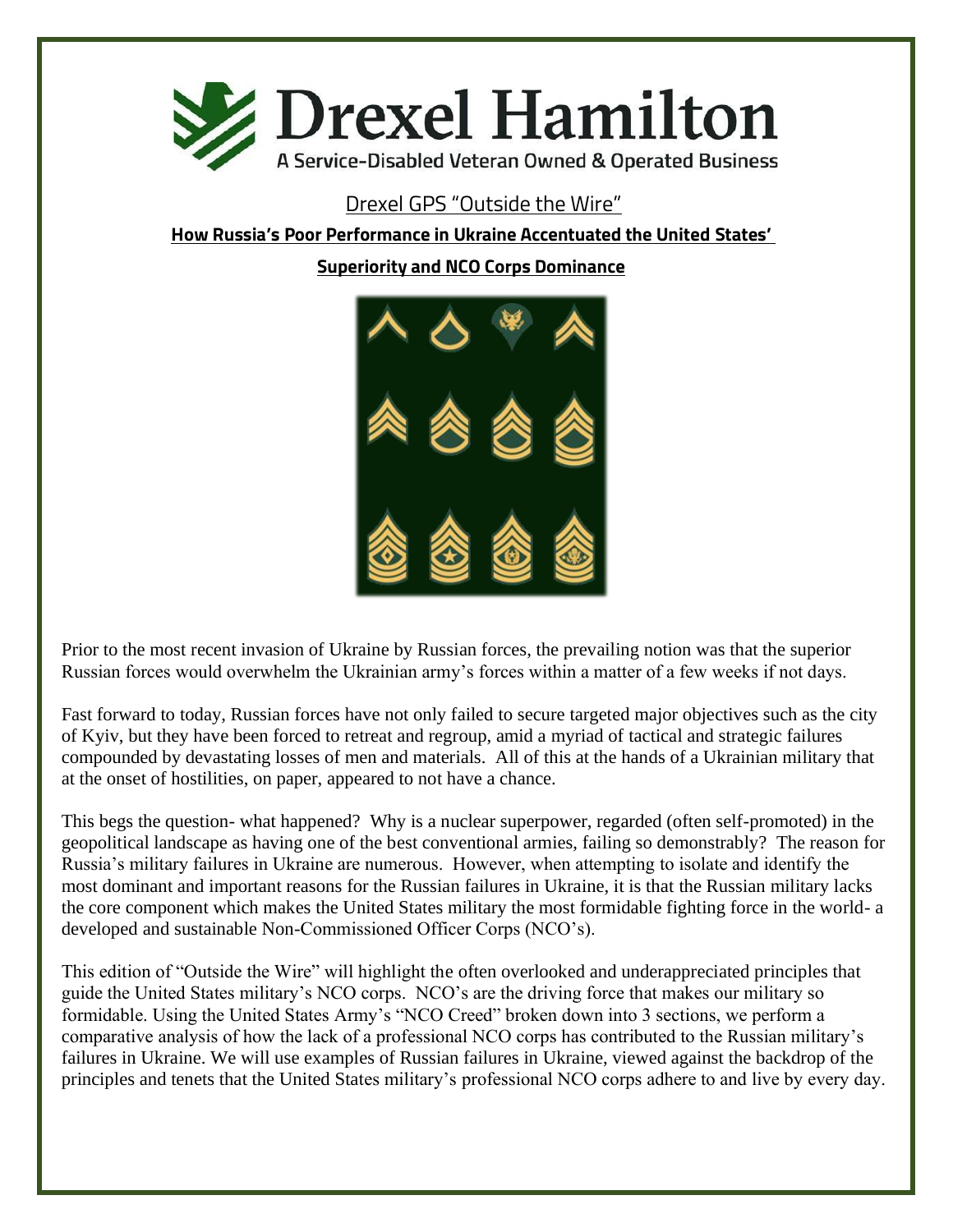# Drexel Hamilton

A Service-Disabled Veteran Owned & Operated Business

## Drexel GPS "Outside the Wire"

### How Russia's Poor Performance in Ukraine Accentuated the United States' Superiority and NCO Corps Dominance

Prior to the most recent invasion of Ukraine by Russian forces, the prevailing notion was that the superior Russian forces would overwhelm the Ukrainian army's forces within a matter of a few weeks if not days.

Fast forward to today, Russian forces have not only failed to secure targeted major objectives such as the city of Kyiv, but they have been forced to retreat and regroup, amid a myriad of tactical and strategic failures compounded by devastating losses of men and materials. All of this at the hands of a Ukrainian military that at the onset of hostilities, on paper, appeared to not have a chance.

This begs the question- what happened? Why is a nuclear superpower, regarded (often self-promoted) in the geopolitical landscape as having one of the best conventional armies, failing so demonstrably? The reason for Russia's military failures in Ukraine are numerous. However, when attempting to isolate and identify the most dominant and important reasons for the Russian failures in Ukraine, it is that the Russian military lacks the core component which makes the United States military the most formidable fighting force in the world- a developed and sustainable Non-Commissioned Officer Corps (NCO's).

This edition of "Outside the Wire" will highlight the often overlooked and underappreciated principles that guide the United States military's NCO corps. NCO's are the driving force that makes our military so formidable. Using the United States Army's "NCO Creed" broken down into 3 sections, we perform a comparative analysis of how the lack of a professional NCO corps has contributed to the Russian military's failures in Ukraine. We will use examples of Russian failures in Ukraine, viewed against the backdrop of the principles and tenets that the United States military's professional NCO corps adhere to and live by every day.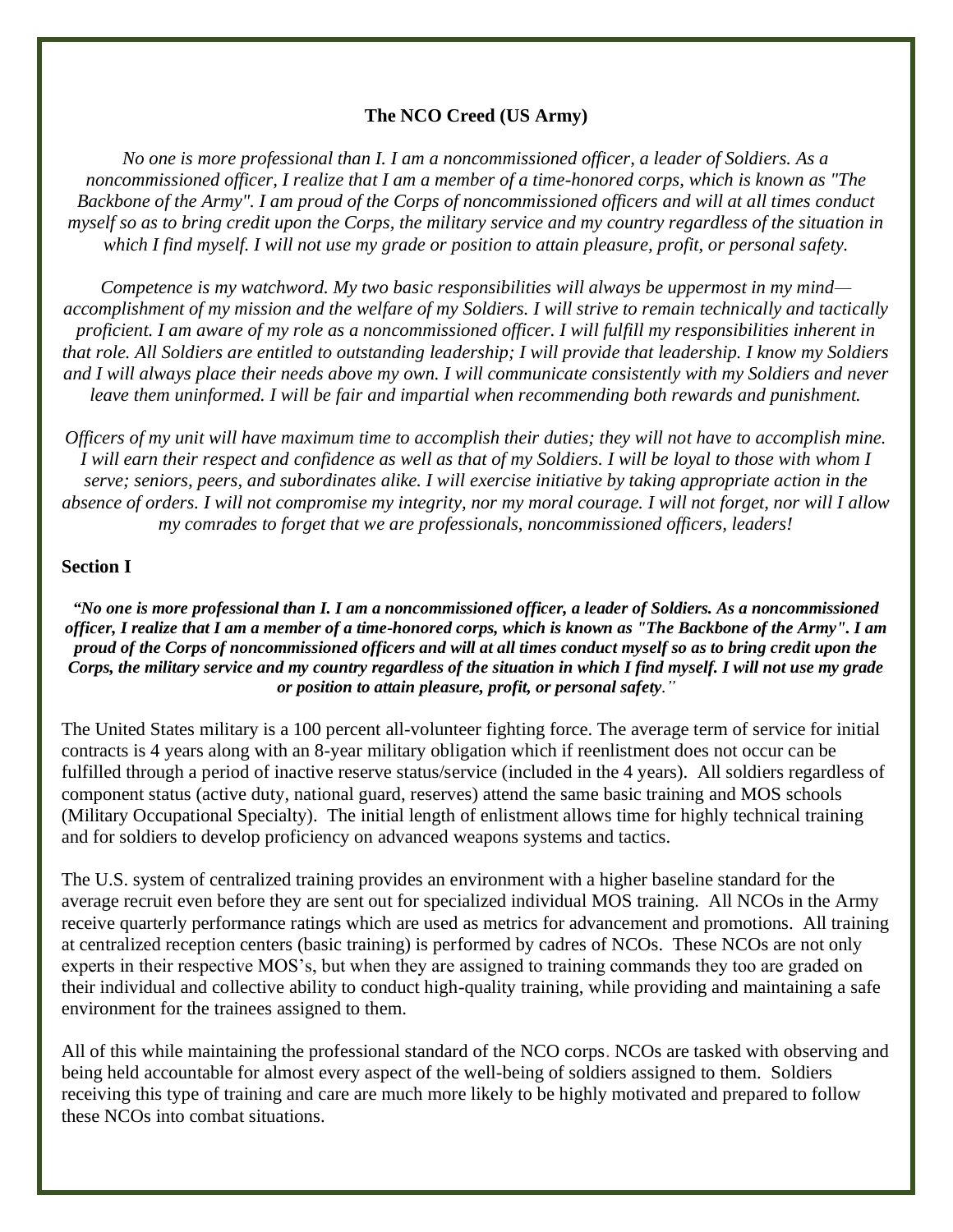**The NCO Creed (US Army)**

*No one is more professional than I. I am a noncommissioned officer, a leader of Soldiers. As a noncommissioned officer, I realize that I am a member of a time-honored corps, which is known as "The Backbone of the Army". I am proud of the Corps of noncommissioned officers and will at all times conduct myself so as to bring credit upon the Corps, the military service and my country regardless of the situation in which I find myself. I will not use my grade or position to attain pleasure, profit, or personal safety.*

*Competence is my watchword. My two basic responsibilities will always be uppermost in my mind—accomplishment of my mission and the welfare of my Soldiers. I will strive to remain technically and tactically proficient. I am aware of my role as a noncommissioned officer. I will fulfill my responsibilities inherent in that role. All Soldiers are entitled to outstanding leadership; I will provide that leadership. I know my Soldiers and I will always place their needs above my own. I will communicate consistently with my Soldiers and never leave them uninformed. I will be fair and impartial when recommending both rewards and punishment.*

*Officers of my unit will have maximum time to accomplish their duties; they will not have to accomplish mine. I will earn their respect and confidence as well as that of my Soldiers. I will be loyal to those with whom I serve; seniors, peers, and subordinates alike. I will exercise initiative by taking appropriate action in the absence of orders. I will not compromise my integrity, nor my moral courage. I will not forget, nor will I allow my comrades to forget that we are professionals, noncommissioned officers, leaders!*

**Section I**

***"No one is more professional than I. I am a noncommissioned officer, a leader of Soldiers. As a noncommissioned officer, I realize that I am a member of a time-honored corps, which is known as "The Backbone of the Army". I am proud of the Corps of noncommissioned officers and will at all times conduct myself so as to bring credit upon the Corps, the military service and my country regardless of the situation in which I find myself. I will not use my grade or position to attain pleasure, profit, or personal safety."***

The United States military is a 100 percent all-volunteer fighting force. The average term of service for initial contracts is 4 years along with an 8-year military obligation which if reenlistment does not occur can be fulfilled through a period of inactive reserve status/service (included in the 4 years). All soldiers regardless of component status (active duty, national guard, reserves) attend the same basic training and MOS schools (Military Occupational Specialty). The initial length of enlistment allows time for highly technical training and for soldiers to develop proficiency on advanced weapons systems and tactics.

The U.S. system of centralized training provides an environment with a higher baseline standard for the average recruit even before they are sent out for specialized individual MOS training. All NCOs in the Army receive quarterly performance ratings which are used as metrics for advancement and promotions. All training at centralized reception centers (basic training) is performed by cadres of NCOs. These NCOs are not only experts in their respective MOS's, but when they are assigned to training commands they too are graded on their individual and collective ability to conduct high-quality training, while providing and maintaining a safe environment for the trainees assigned to them.

All of this while maintaining the professional standard of the NCO corps. NCOs are tasked with observing and being held accountable for almost every aspect of the well-being of soldiers assigned to them. Soldiers receiving this type of training and care are much more likely to be highly motivated and prepared to follow these NCOs into combat situations.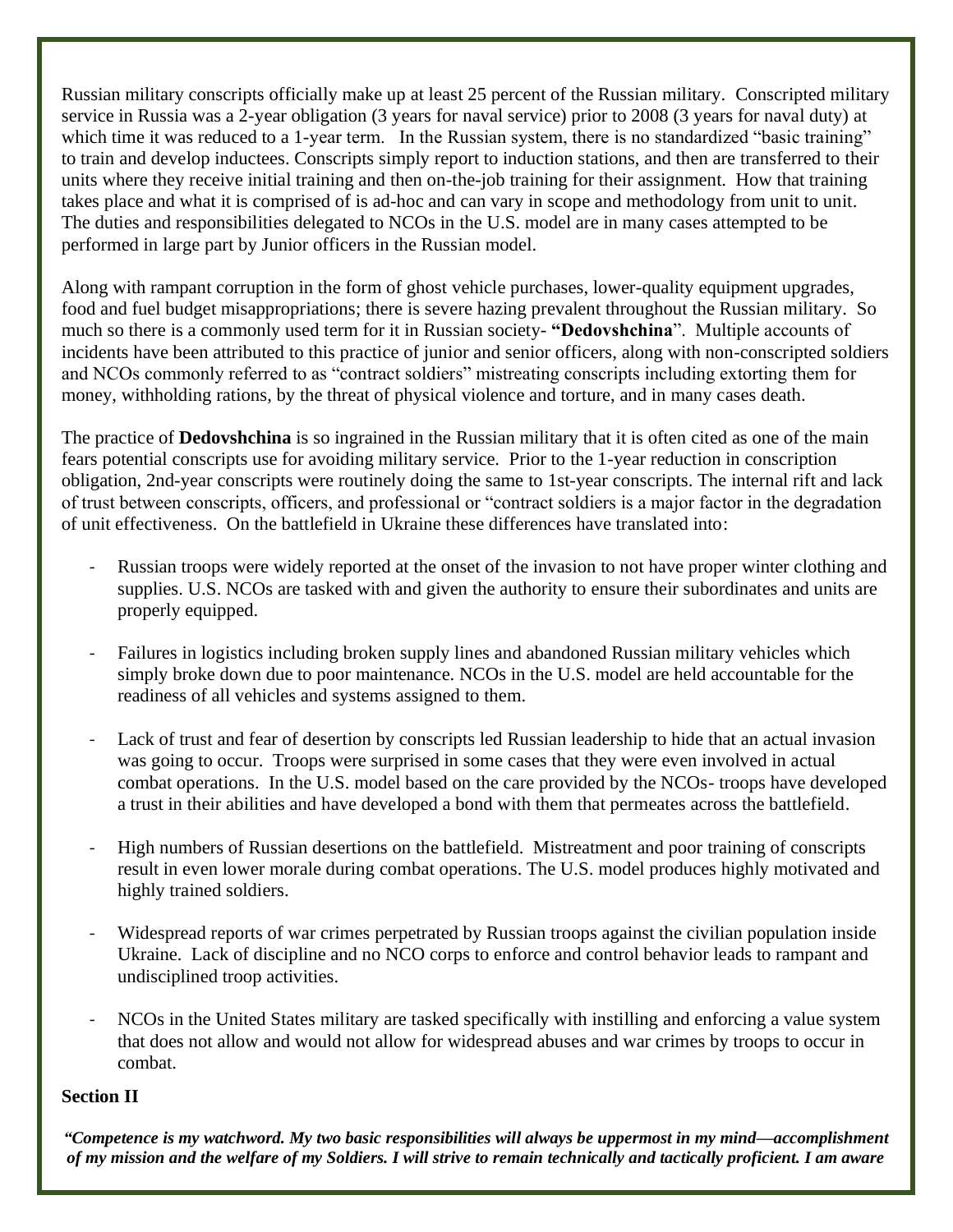Russian military conscripts officially make up at least 25 percent of the Russian military. Conscripted military service in Russia was a 2-year obligation (3 years for naval service) prior to 2008 (3 years for naval duty) at which time it was reduced to a 1-year term. In the Russian system, there is no standardized "basic training" to train and develop inductees. Conscripts simply report to induction stations, and then are transferred to their units where they receive initial training and then on-the-job training for their assignment. How that training takes place and what it is comprised of is ad-hoc and can vary in scope and methodology from unit to unit. The duties and responsibilities delegated to NCOs in the U.S. model are in many cases attempted to be performed in large part by Junior officers in the Russian model.

Along with rampant corruption in the form of ghost vehicle purchases, lower-quality equipment upgrades, food and fuel budget misappropriations; there is severe hazing prevalent throughout the Russian military. So much so there is a commonly used term for it in Russian society- **"Dedovshchina**". Multiple accounts of incidents have been attributed to this practice of junior and senior officers, along with non-conscripted soldiers and NCOs commonly referred to as "contract soldiers" mistreating conscripts including extorting them for money, withholding rations, by the threat of physical violence and torture, and in many cases death.

The practice of **Dedovshchina** is so ingrained in the Russian military that it is often cited as one of the main fears potential conscripts use for avoiding military service. Prior to the 1-year reduction in conscription obligation, 2nd-year conscripts were routinely doing the same to 1st-year conscripts. The internal rift and lack of trust between conscripts, officers, and professional or "contract soldiers is a major factor in the degradation of unit effectiveness. On the battlefield in Ukraine these differences have translated into:

- Russian troops were widely reported at the onset of the invasion to not have proper winter clothing and supplies. U.S. NCOs are tasked with and given the authority to ensure their subordinates and units are properly equipped.

- Failures in logistics including broken supply lines and abandoned Russian military vehicles which simply broke down due to poor maintenance. NCOs in the U.S. model are held accountable for the readiness of all vehicles and systems assigned to them.

- Lack of trust and fear of desertion by conscripts led Russian leadership to hide that an actual invasion was going to occur. Troops were surprised in some cases that they were even involved in actual combat operations. In the U.S. model based on the care provided by the NCOs- troops have developed a trust in their abilities and have developed a bond with them that permeates across the battlefield.

- High numbers of Russian desertions on the battlefield. Mistreatment and poor training of conscripts result in even lower morale during combat operations. The U.S. model produces highly motivated and highly trained soldiers.

- Widespread reports of war crimes perpetrated by Russian troops against the civilian population inside Ukraine. Lack of discipline and no NCO corps to enforce and control behavior leads to rampant and undisciplined troop activities.

- NCOs in the United States military are tasked specifically with instilling and enforcing a value system that does not allow and would not allow for widespread abuses and war crimes by troops to occur in combat.

**Section II**

***"Competence is my watchword. My two basic responsibilities will always be uppermost in my mind—accomplishment of my mission and the welfare of my Soldiers. I will strive to remain technically and tactically proficient. I am aware***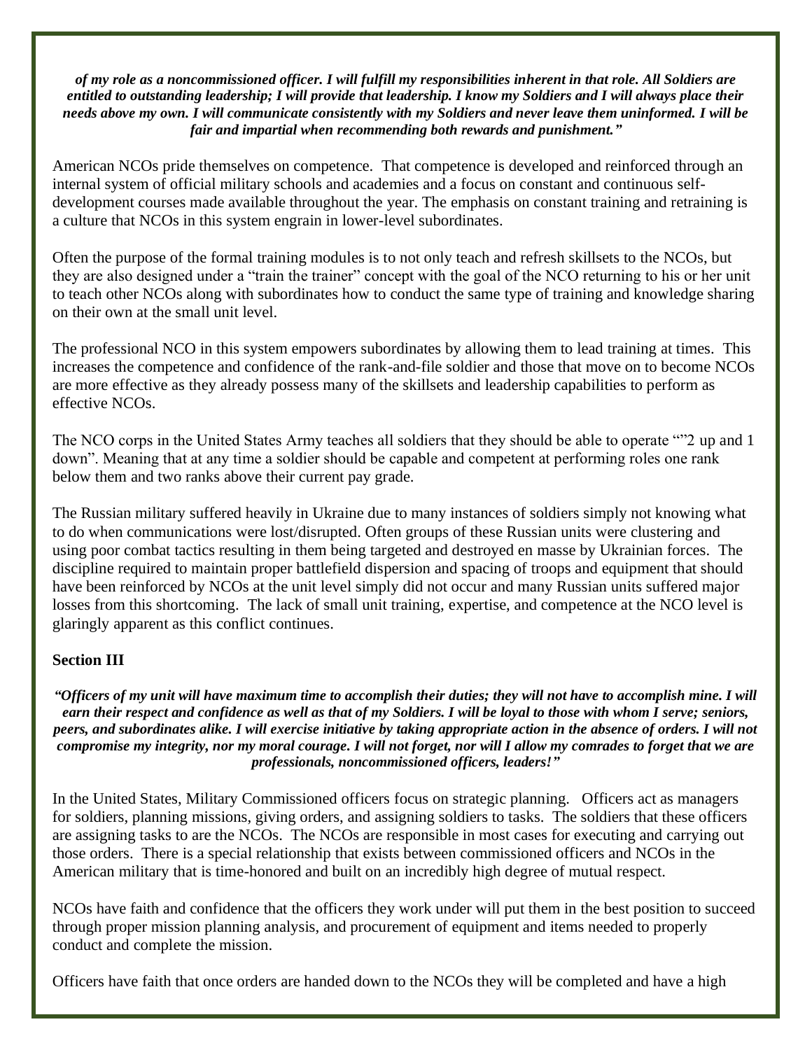***of my role as a noncommissioned officer. I will fulfill my responsibilities inherent in that role. All Soldiers are entitled to outstanding leadership; I will provide that leadership. I know my Soldiers and I will always place their needs above my own. I will communicate consistently with my Soldiers and never leave them uninformed. I will be fair and impartial when recommending both rewards and punishment."***

American NCOs pride themselves on competence. That competence is developed and reinforced through an internal system of official military schools and academies and a focus on constant and continuous self-development courses made available throughout the year. The emphasis on constant training and retraining is a culture that NCOs in this system engrain in lower-level subordinates.

Often the purpose of the formal training modules is to not only teach and refresh skillsets to the NCOs, but they are also designed under a "train the trainer" concept with the goal of the NCO returning to his or her unit to teach other NCOs along with subordinates how to conduct the same type of training and knowledge sharing on their own at the small unit level.

The professional NCO in this system empowers subordinates by allowing them to lead training at times. This increases the competence and confidence of the rank-and-file soldier and those that move on to become NCOs are more effective as they already possess many of the skillsets and leadership capabilities to perform as effective NCOs.

The NCO corps in the United States Army teaches all soldiers that they should be able to operate ""2 up and 1 down". Meaning that at any time a soldier should be capable and competent at performing roles one rank below them and two ranks above their current pay grade.

The Russian military suffered heavily in Ukraine due to many instances of soldiers simply not knowing what to do when communications were lost/disrupted. Often groups of these Russian units were clustering and using poor combat tactics resulting in them being targeted and destroyed en masse by Ukrainian forces. The discipline required to maintain proper battlefield dispersion and spacing of troops and equipment that should have been reinforced by NCOs at the unit level simply did not occur and many Russian units suffered major losses from this shortcoming. The lack of small unit training, expertise, and competence at the NCO level is glaringly apparent as this conflict continues.

## Section III

***"Officers of my unit will have maximum time to accomplish their duties; they will not have to accomplish mine. I will earn their respect and confidence as well as that of my Soldiers. I will be loyal to those with whom I serve; seniors, peers, and subordinates alike. I will exercise initiative by taking appropriate action in the absence of orders. I will not compromise my integrity, nor my moral courage. I will not forget, nor will I allow my comrades to forget that we are professionals, noncommissioned officers, leaders!"***

In the United States, Military Commissioned officers focus on strategic planning. Officers act as managers for soldiers, planning missions, giving orders, and assigning soldiers to tasks. The soldiers that these officers are assigning tasks to are the NCOs. The NCOs are responsible in most cases for executing and carrying out those orders. There is a special relationship that exists between commissioned officers and NCOs in the American military that is time-honored and built on an incredibly high degree of mutual respect.

NCOs have faith and confidence that the officers they work under will put them in the best position to succeed through proper mission planning analysis, and procurement of equipment and items needed to properly conduct and complete the mission.

Officers have faith that once orders are handed down to the NCOs they will be completed and have a high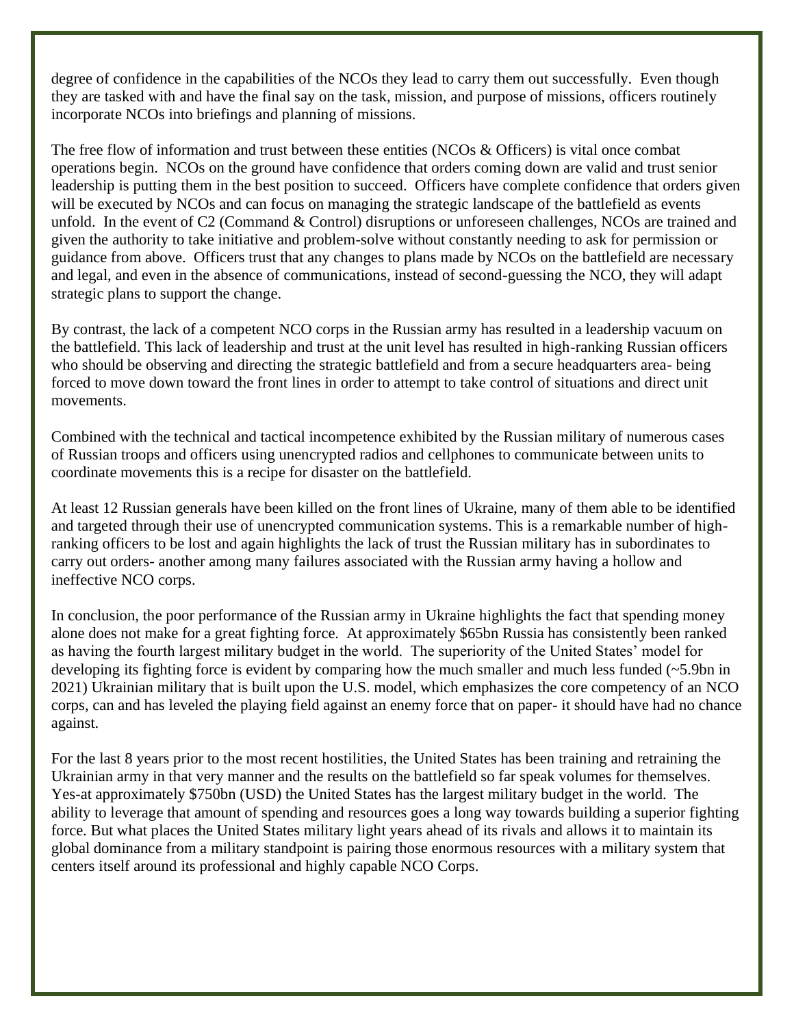degree of confidence in the capabilities of the NCOs they lead to carry them out successfully. Even though they are tasked with and have the final say on the task, mission, and purpose of missions, officers routinely incorporate NCOs into briefings and planning of missions.

The free flow of information and trust between these entities (NCOs & Officers) is vital once combat operations begin. NCOs on the ground have confidence that orders coming down are valid and trust senior leadership is putting them in the best position to succeed. Officers have complete confidence that orders given will be executed by NCOs and can focus on managing the strategic landscape of the battlefield as events unfold. In the event of C2 (Command & Control) disruptions or unforeseen challenges, NCOs are trained and given the authority to take initiative and problem-solve without constantly needing to ask for permission or guidance from above. Officers trust that any changes to plans made by NCOs on the battlefield are necessary and legal, and even in the absence of communications, instead of second-guessing the NCO, they will adapt strategic plans to support the change.

By contrast, the lack of a competent NCO corps in the Russian army has resulted in a leadership vacuum on the battlefield. This lack of leadership and trust at the unit level has resulted in high-ranking Russian officers who should be observing and directing the strategic battlefield and from a secure headquarters area- being forced to move down toward the front lines in order to attempt to take control of situations and direct unit movements.

Combined with the technical and tactical incompetence exhibited by the Russian military of numerous cases of Russian troops and officers using unencrypted radios and cellphones to communicate between units to coordinate movements this is a recipe for disaster on the battlefield.

At least 12 Russian generals have been killed on the front lines of Ukraine, many of them able to be identified and targeted through their use of unencrypted communication systems. This is a remarkable number of high-ranking officers to be lost and again highlights the lack of trust the Russian military has in subordinates to carry out orders- another among many failures associated with the Russian army having a hollow and ineffective NCO corps.

In conclusion, the poor performance of the Russian army in Ukraine highlights the fact that spending money alone does not make for a great fighting force. At approximately $65bn Russia has consistently been ranked as having the fourth largest military budget in the world. The superiority of the United States' model for developing its fighting force is evident by comparing how the much smaller and much less funded (~5.9bn in 2021) Ukrainian military that is built upon the U.S. model, which emphasizes the core competency of an NCO corps, can and has leveled the playing field against an enemy force that on paper- it should have had no chance against.

For the last 8 years prior to the most recent hostilities, the United States has been training and retraining the Ukrainian army in that very manner and the results on the battlefield so far speak volumes for themselves. Yes-at approximately $750bn (USD) the United States has the largest military budget in the world. The ability to leverage that amount of spending and resources goes a long way towards building a superior fighting force. But what places the United States military light years ahead of its rivals and allows it to maintain its global dominance from a military standpoint is pairing those enormous resources with a military system that centers itself around its professional and highly capable NCO Corps.